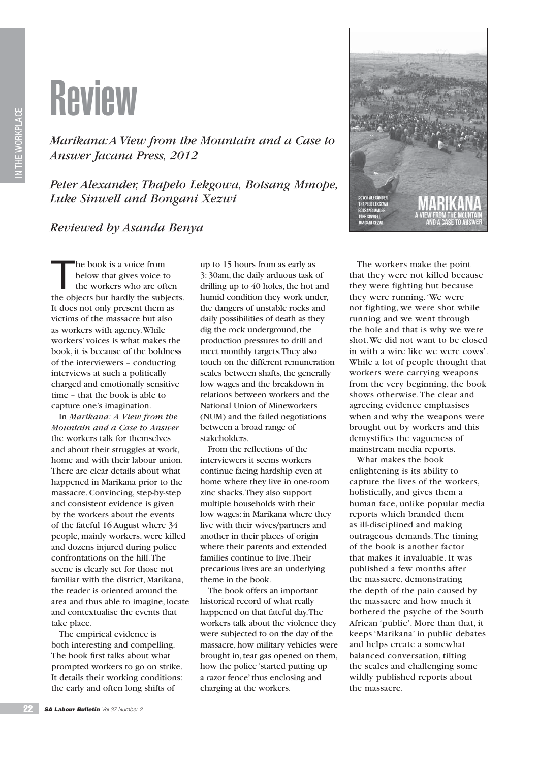# Review

*Marikana: A View from the Mountain and a Case to Answer Jacana Press, 2012*

*Peter Alexander, Thapelo Lekgowa, Botsang Mmope, Luke Sinwell and Bongani Xezwi*

*Reviewed by Asanda Benya*

The book is a voice from below that gives voice to the workers who are often the objects but hardly the subjects. It does not only present them as victims of the massacre but also as workers with agency. While workers' voices is what makes the book, it is because of the boldness of the interviewers – conducting interviews at such a politically charged and emotionally sensitive time – that the book is able to capture one's imagination.

In *Marikana: A View from the Mountain and a Case to Answer* the workers talk for themselves and about their struggles at work, home and with their labour union. There are clear details about what happened in Marikana prior to the massacre. Convincing, step-by-step and consistent evidence is given by the workers about the events of the fateful 16 August where 34 people, mainly workers, were killed and dozens injured during police confrontations on the hill. The scene is clearly set for those not familiar with the district, Marikana, the reader is oriented around the area and thus able to imagine, locate and contextualise the events that take place.

The empirical evidence is both interesting and compelling. The book first talks about what prompted workers to go on strike. It details their working conditions: the early and often long shifts of up to 15 hours from as early as 3:30am, the daily arduous task of drilling up to 40 holes, the hot and humid condition they work under, the dangers of unstable rocks and daily possibilities of death as they dig the rock underground, the production pressures to drill and meet monthly targets. They also touch on the different remuneration scales between shafts, the generally low wages and the breakdown in relations between workers and the National Union of Mineworkers (NUM) and the failed negotiations between a broad range of stakeholders.

From the reflections of the interviewers it seems workers continue facing hardship even at home where they live in one-room zinc shacks. They also support multiple households with their low wages: in Marikana where they live with their wives/partners and another in their places of origin where their parents and extended families continue to live. Their precarious lives are an underlying theme in the book.

The book offers an important historical record of what really happened on that fateful day. The workers talk about the violence they were subjected to on the day of the massacre, how military vehicles were brought in, tear gas opened on them, how the police 'started putting up a razor fence' thus enclosing and charging at the workers.

The workers make the point that they were not killed because they were fighting but because they were running. 'We were not fighting, we were shot while running and we went through the hole and that is why we were shot. We did not want to be closed in with a wire like we were cows'. While a lot of people thought that workers were carrying weapons from the very beginning, the book shows otherwise. The clear and agreeing evidence emphasises when and why the weapons were brought out by workers and this demystifies the vagueness of mainstream media reports.

What makes the book enlightening is its ability to capture the lives of the workers, holistically, and gives them a human face, unlike popular media reports which branded them as ill-disciplined and making outrageous demands. The timing of the book is another factor that makes it invaluable. It was published a few months after the massacre, demonstrating the depth of the pain caused by the massacre and how much it bothered the psyche of the South African 'public'. More than that, it keeps 'Marikana' in public debates and helps create a somewhat balanced conversation, tilting the scales and challenging some wildly published reports about the massacre.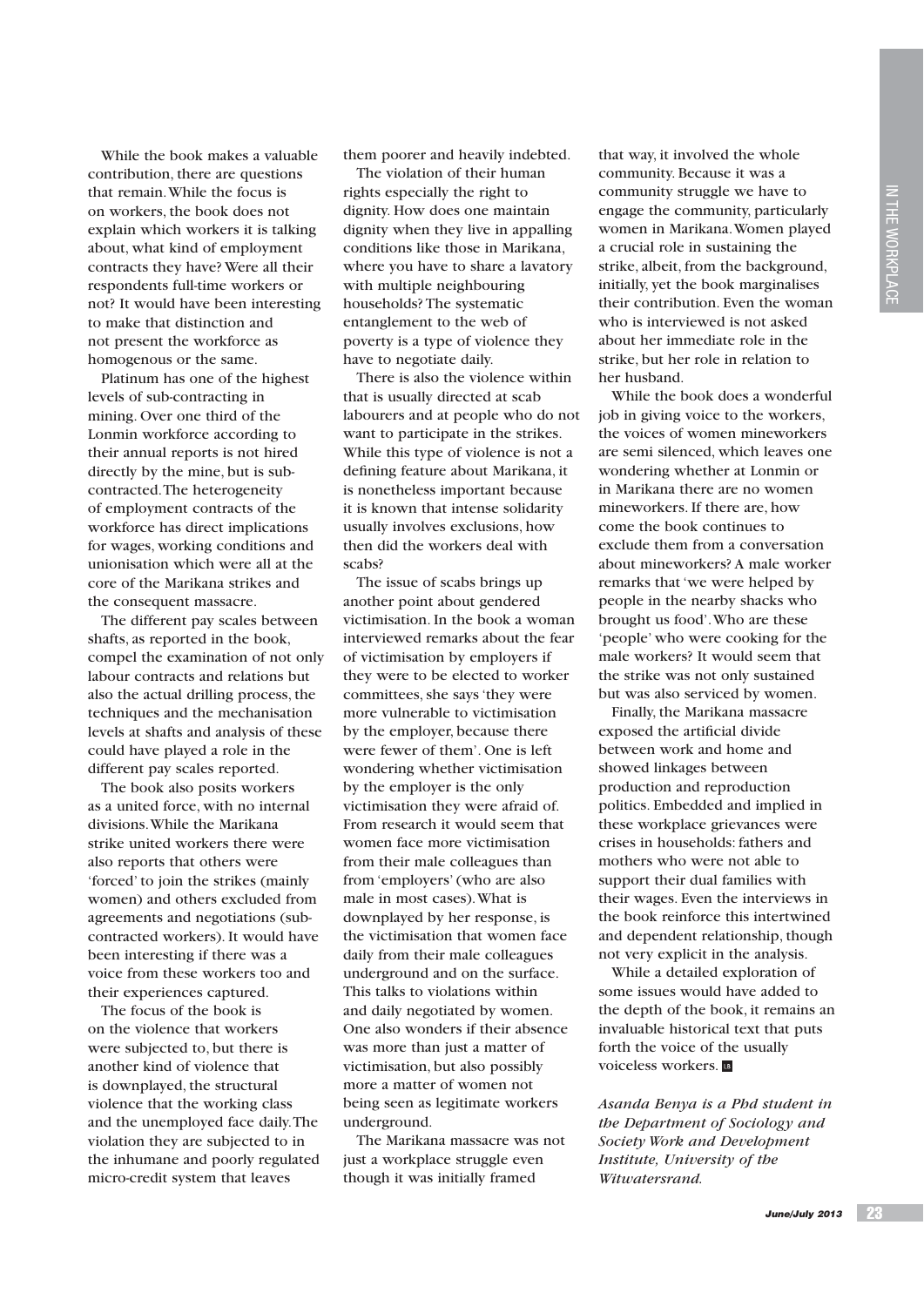While the book makes a valuable contribution, there are questions that remain. While the focus is on workers, the book does not explain which workers it is talking about, what kind of employment contracts they have? Were all their respondents full-time workers or not? It would have been interesting to make that distinction and not present the workforce as homogenous or the same.

Platinum has one of the highest levels of sub-contracting in mining. Over one third of the Lonmin workforce according to their annual reports is not hired directly by the mine, but is sub-contracted. The heterogeneity of employment contracts of the workforce has direct implications for wages, working conditions and unionisation which were all at the core of the Marikana strikes and the consequent massacre.

The different pay scales between shafts, as reported in the book, compel the examination of not only labour contracts and relations but also the actual drilling process, the techniques and the mechanisation levels at shafts and analysis of these could have played a role in the different pay scales reported.

The book also posits workers as a united force, with no internal divisions. While the Marikana strike united workers there were also reports that others were 'forced' to join the strikes (mainly women) and others excluded from agreements and negotiations (sub-contracted workers). It would have been interesting if there was a voice from these workers too and their experiences captured.

The focus of the book is on the violence that workers were subjected to, but there is another kind of violence that is downplayed, the structural violence that the working class and the unemployed face daily. The violation they are subjected to in the inhumane and poorly regulated micro-credit system that leaves them poorer and heavily indebted.

The violation of their human rights especially the right to dignity. How does one maintain dignity when they live in appalling conditions like those in Marikana, where you have to share a lavatory with multiple neighbouring households? The systematic entanglement to the web of poverty is a type of violence they have to negotiate daily.

There is also the violence within that is usually directed at scab labourers and at people who do not want to participate in the strikes. While this type of violence is not a defining feature about Marikana, it is nonetheless important because it is known that intense solidarity usually involves exclusions, how then did the workers deal with scabs?

The issue of scabs brings up another point about gendered victimisation. In the book a woman interviewed remarks about the fear of victimisation by employers if they were to be elected to worker committees, she says 'they were more vulnerable to victimisation by the employer, because there were fewer of them'. One is left wondering whether victimisation by the employer is the only victimisation they were afraid of. From research it would seem that women face more victimisation from their male colleagues than from 'employers' (who are also male in most cases). What is downplayed by her response, is the victimisation that women face daily from their male colleagues underground and on the surface. This talks to violations within and daily negotiated by women. One also wonders if their absence was more than just a matter of victimisation, but also possibly more a matter of women not being seen as legitimate workers underground.

The Marikana massacre was not just a workplace struggle even though it was initially framed that way, it involved the whole community. Because it was a community struggle we have to engage the community, particularly women in Marikana. Women played a crucial role in sustaining the strike, albeit, from the background, initially, yet the book marginalises their contribution. Even the woman who is interviewed is not asked about her immediate role in the strike, but her role in relation to her husband.

While the book does a wonderful job in giving voice to the workers, the voices of women mineworkers are semi silenced, which leaves one wondering whether at Lonmin or in Marikana there are no women mineworkers. If there are, how come the book continues to exclude them from a conversation about mineworkers? A male worker remarks that 'we were helped by people in the nearby shacks who brought us food'. Who are these 'people' who were cooking for the male workers? It would seem that the strike was not only sustained but was also serviced by women.

Finally, the Marikana massacre exposed the artificial divide between work and home and showed linkages between production and reproduction politics. Embedded and implied in these workplace grievances were crises in households: fathers and mothers who were not able to support their dual families with their wages. Even the interviews in the book reinforce this intertwined and dependent relationship, though not very explicit in the analysis.

While a detailed exploration of some issues would have added to the depth of the book, it remains an invaluable historical text that puts forth the voice of the usually voiceless workers.

*Asanda Benya is a Phd student in the Department of Sociology and Society Work and Development Institute, University of the Witwatersrand.*